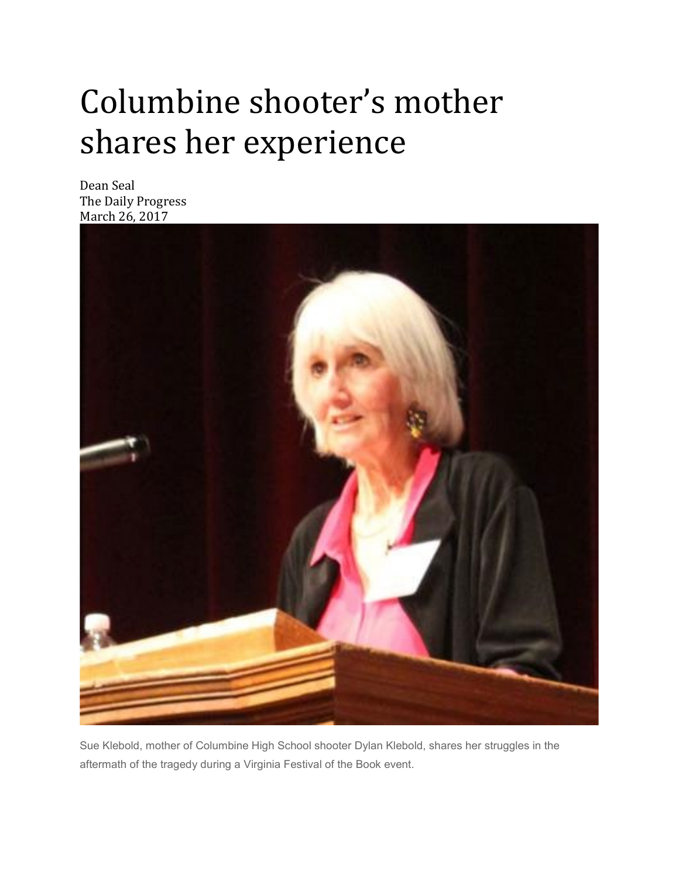# Columbine shooter's mother shares her experience

Dean Seal
The Daily Progress
March 26, 2017

Sue Klebold, mother of Columbine High School shooter Dylan Klebold, shares her struggles in the aftermath of the tragedy during a Virginia Festival of the Book event.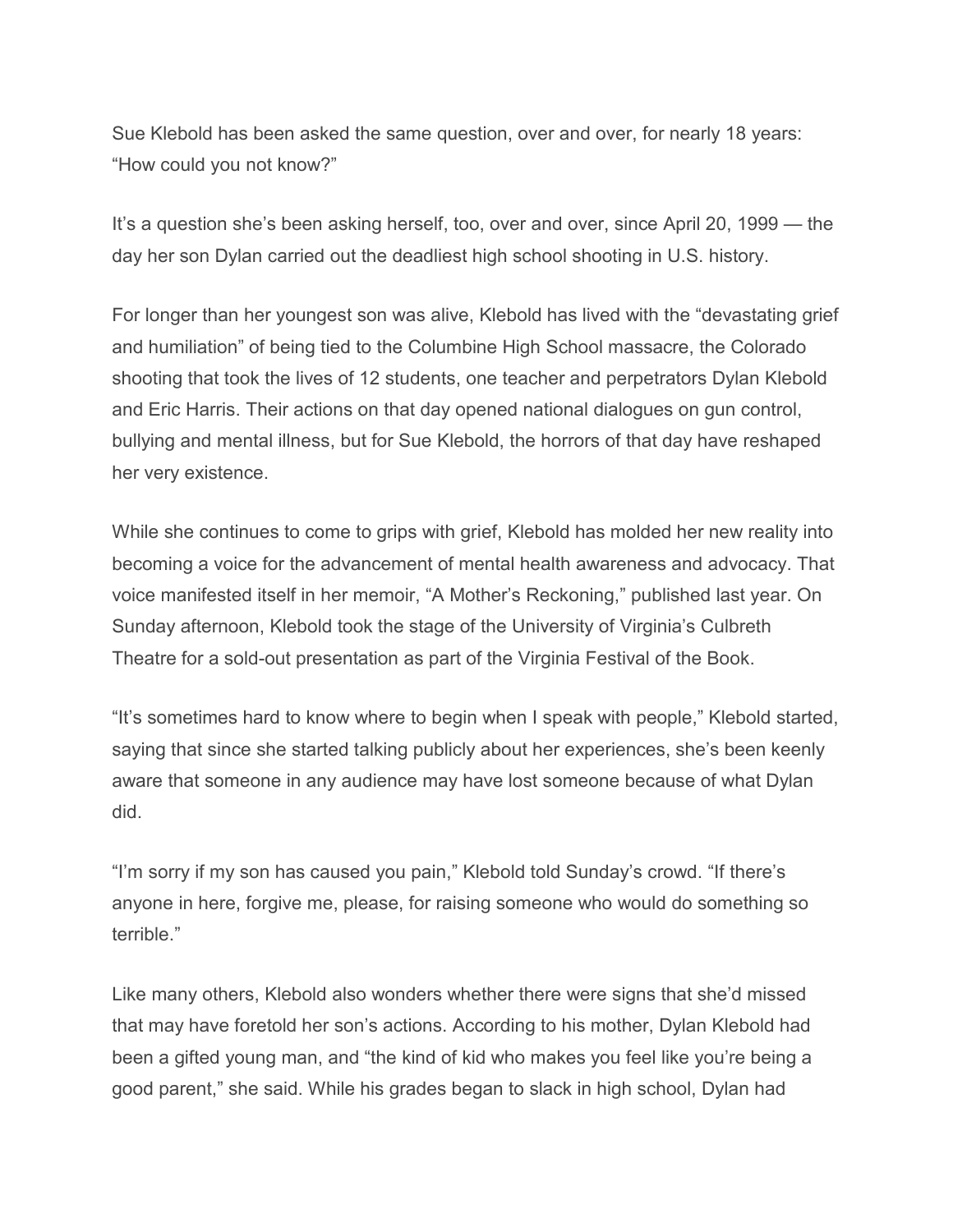Sue Klebold has been asked the same question, over and over, for nearly 18 years: "How could you not know?"

It's a question she's been asking herself, too, over and over, since April 20, 1999 — the day her son Dylan carried out the deadliest high school shooting in U.S. history.

For longer than her youngest son was alive, Klebold has lived with the "devastating grief and humiliation" of being tied to the Columbine High School massacre, the Colorado shooting that took the lives of 12 students, one teacher and perpetrators Dylan Klebold and Eric Harris. Their actions on that day opened national dialogues on gun control, bullying and mental illness, but for Sue Klebold, the horrors of that day have reshaped her very existence.

While she continues to come to grips with grief, Klebold has molded her new reality into becoming a voice for the advancement of mental health awareness and advocacy. That voice manifested itself in her memoir, "A Mother's Reckoning," published last year. On Sunday afternoon, Klebold took the stage of the University of Virginia's Culbreth Theatre for a sold-out presentation as part of the Virginia Festival of the Book.

"It's sometimes hard to know where to begin when I speak with people," Klebold started, saying that since she started talking publicly about her experiences, she's been keenly aware that someone in any audience may have lost someone because of what Dylan did.

"I'm sorry if my son has caused you pain," Klebold told Sunday's crowd. "If there's anyone in here, forgive me, please, for raising someone who would do something so terrible."

Like many others, Klebold also wonders whether there were signs that she'd missed that may have foretold her son's actions. According to his mother, Dylan Klebold had been a gifted young man, and "the kind of kid who makes you feel like you're being a good parent," she said. While his grades began to slack in high school, Dylan had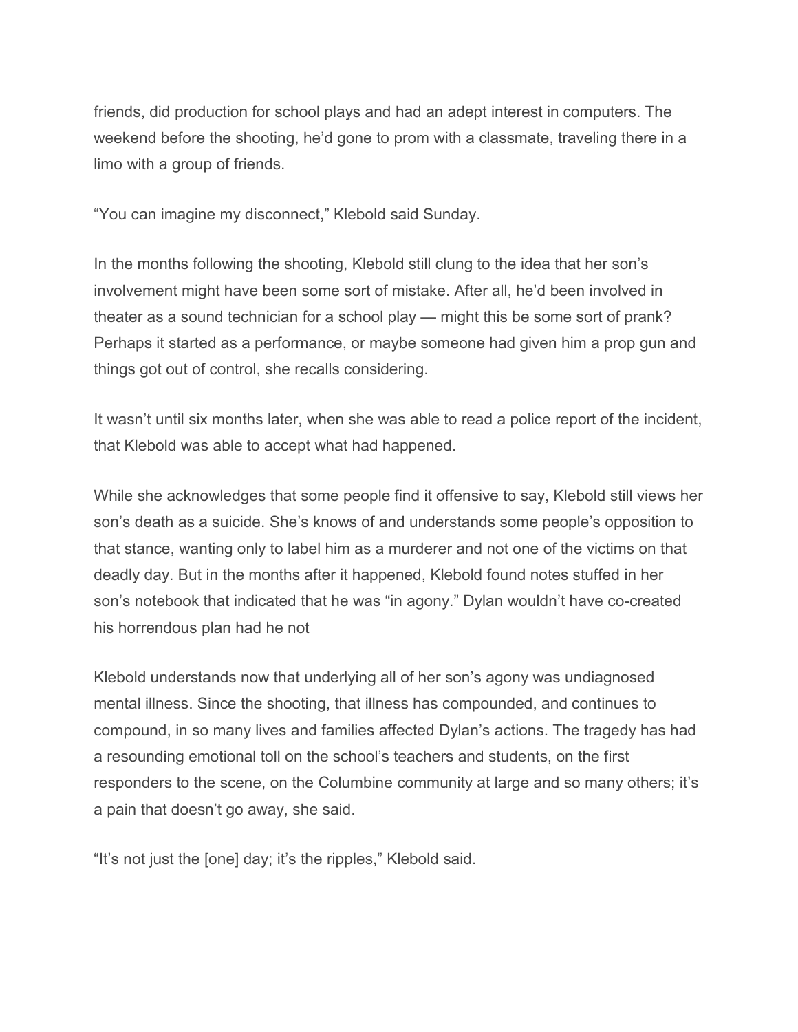friends, did production for school plays and had an adept interest in computers. The weekend before the shooting, he'd gone to prom with a classmate, traveling there in a limo with a group of friends.

"You can imagine my disconnect," Klebold said Sunday.

In the months following the shooting, Klebold still clung to the idea that her son's involvement might have been some sort of mistake. After all, he'd been involved in theater as a sound technician for a school play — might this be some sort of prank? Perhaps it started as a performance, or maybe someone had given him a prop gun and things got out of control, she recalls considering.

It wasn't until six months later, when she was able to read a police report of the incident, that Klebold was able to accept what had happened.

While she acknowledges that some people find it offensive to say, Klebold still views her son's death as a suicide. She's knows of and understands some people's opposition to that stance, wanting only to label him as a murderer and not one of the victims on that deadly day. But in the months after it happened, Klebold found notes stuffed in her son's notebook that indicated that he was "in agony." Dylan wouldn't have co-created his horrendous plan had he not

Klebold understands now that underlying all of her son's agony was undiagnosed mental illness. Since the shooting, that illness has compounded, and continues to compound, in so many lives and families affected Dylan's actions. The tragedy has had a resounding emotional toll on the school's teachers and students, on the first responders to the scene, on the Columbine community at large and so many others; it's a pain that doesn't go away, she said.

"It's not just the [one] day; it's the ripples," Klebold said.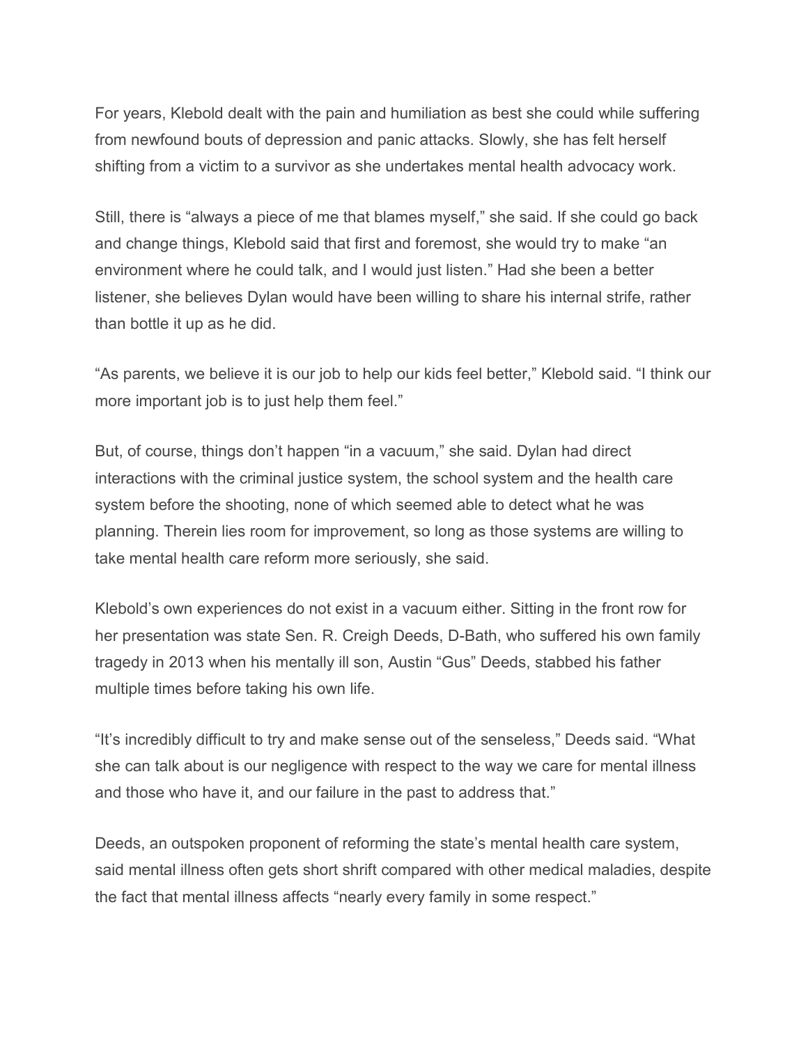For years, Klebold dealt with the pain and humiliation as best she could while suffering from newfound bouts of depression and panic attacks. Slowly, she has felt herself shifting from a victim to a survivor as she undertakes mental health advocacy work.

Still, there is "always a piece of me that blames myself," she said. If she could go back and change things, Klebold said that first and foremost, she would try to make "an environment where he could talk, and I would just listen." Had she been a better listener, she believes Dylan would have been willing to share his internal strife, rather than bottle it up as he did.

"As parents, we believe it is our job to help our kids feel better," Klebold said. "I think our more important job is to just help them feel."

But, of course, things don't happen "in a vacuum," she said. Dylan had direct interactions with the criminal justice system, the school system and the health care system before the shooting, none of which seemed able to detect what he was planning. Therein lies room for improvement, so long as those systems are willing to take mental health care reform more seriously, she said.

Klebold's own experiences do not exist in a vacuum either. Sitting in the front row for her presentation was state Sen. R. Creigh Deeds, D-Bath, who suffered his own family tragedy in 2013 when his mentally ill son, Austin "Gus" Deeds, stabbed his father multiple times before taking his own life.

"It's incredibly difficult to try and make sense out of the senseless," Deeds said. "What she can talk about is our negligence with respect to the way we care for mental illness and those who have it, and our failure in the past to address that."

Deeds, an outspoken proponent of reforming the state's mental health care system, said mental illness often gets short shrift compared with other medical maladies, despite the fact that mental illness affects "nearly every family in some respect."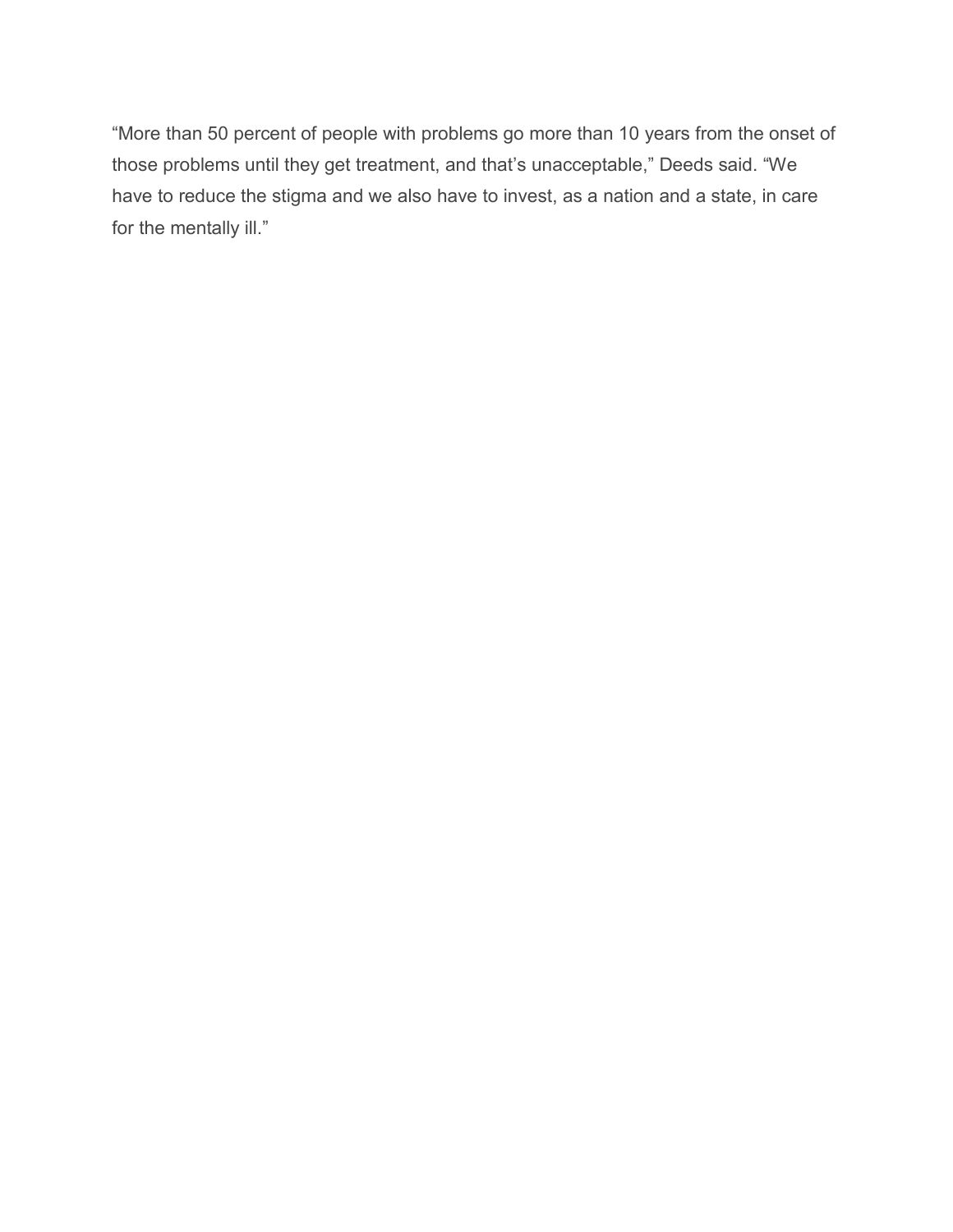“More than 50 percent of people with problems go more than 10 years from the onset of those problems until they get treatment, and that’s unacceptable,” Deeds said. “We have to reduce the stigma and we also have to invest, as a nation and a state, in care for the mentally ill.”